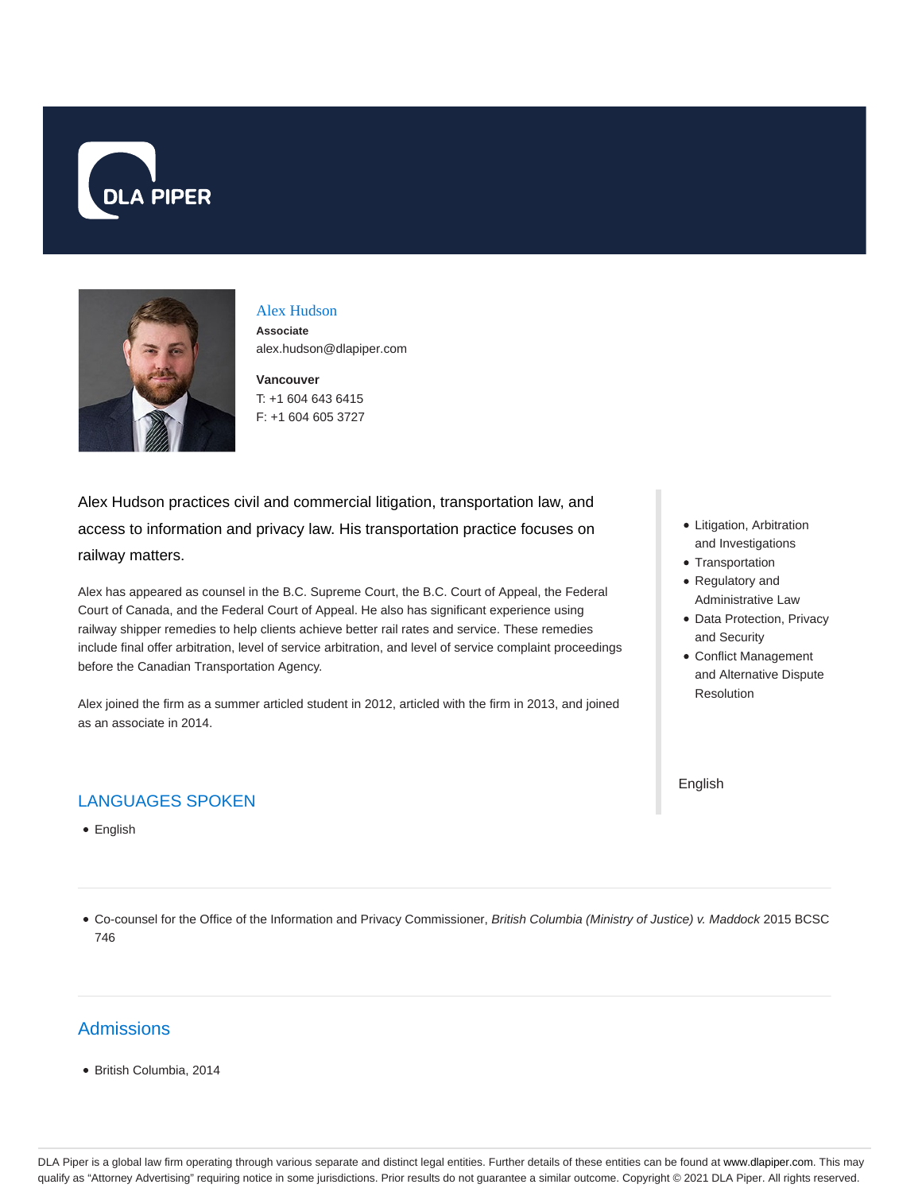# Alex Hudson

**Associate**
alex.hudson@dlapiper.com

**Vancouver**
T: +1 604 643 6415
F: +1 604 605 3727

Alex Hudson practices civil and commercial litigation, transportation law, and access to information and privacy law. His transportation practice focuses on railway matters.

Alex has appeared as counsel in the B.C. Supreme Court, the B.C. Court of Appeal, the Federal Court of Canada, and the Federal Court of Appeal. He also has significant experience using railway shipper remedies to help clients achieve better rail rates and service. These remedies include final offer arbitration, level of service arbitration, and level of service complaint proceedings before the Canadian Transportation Agency.

Alex joined the firm as a summer articled student in 2012, articled with the firm in 2013, and joined as an associate in 2014.

- Litigation, Arbitration and Investigations
- Transportation
- Regulatory and Administrative Law
- Data Protection, Privacy and Security
- Conflict Management and Alternative Dispute Resolution

English

## LANGUAGES SPOKEN

- English

---

- Co-counsel for the Office of the Information and Privacy Commissioner, *British Columbia (Ministry of Justice) v. Maddock* 2015 BCSC 746

---

## Admissions

- British Columbia, 2014

DLA Piper is a global law firm operating through various separate and distinct legal entities. Further details of these entities can be found at www.dlapiper.com. This may qualify as "Attorney Advertising" requiring notice in some jurisdictions. Prior results do not guarantee a similar outcome. Copyright © 2021 DLA Piper. All rights reserved.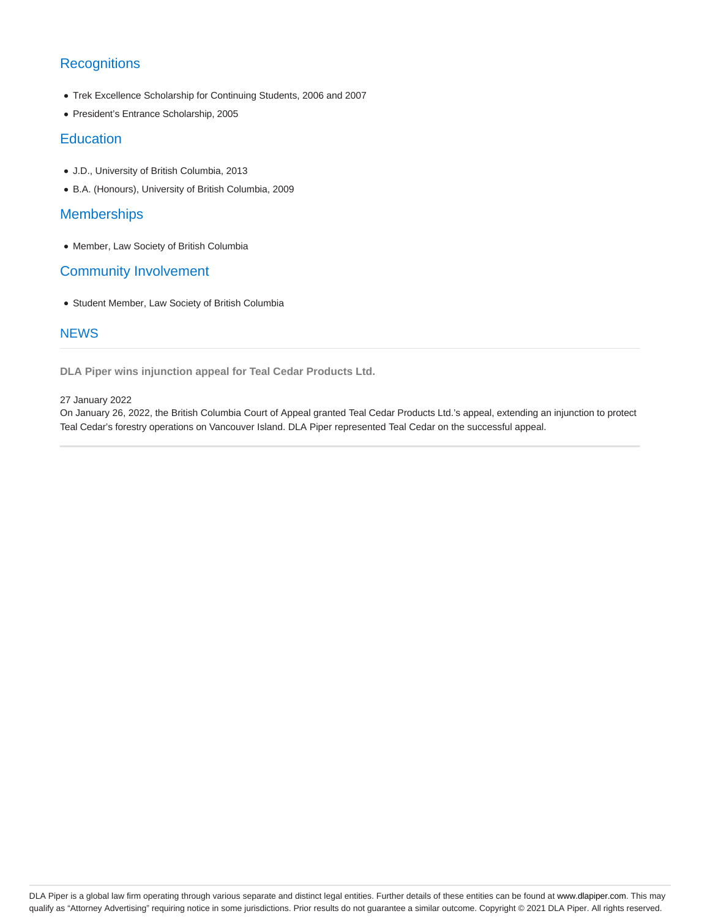## Recognitions

- Trek Excellence Scholarship for Continuing Students, 2006 and 2007
- President's Entrance Scholarship, 2005

## Education

- J.D., University of British Columbia, 2013
- B.A. (Honours), University of British Columbia, 2009

## Memberships

- Member, Law Society of British Columbia

## Community Involvement

- Student Member, Law Society of British Columbia

## NEWS

**DLA Piper wins injunction appeal for Teal Cedar Products Ltd.**

27 January 2022

On January 26, 2022, the British Columbia Court of Appeal granted Teal Cedar Products Ltd.'s appeal, extending an injunction to protect Teal Cedar's forestry operations on Vancouver Island. DLA Piper represented Teal Cedar on the successful appeal.

DLA Piper is a global law firm operating through various separate and distinct legal entities. Further details of these entities can be found at www.dlapiper.com. This may qualify as "Attorney Advertising" requiring notice in some jurisdictions. Prior results do not guarantee a similar outcome. Copyright © 2021 DLA Piper. All rights reserved.